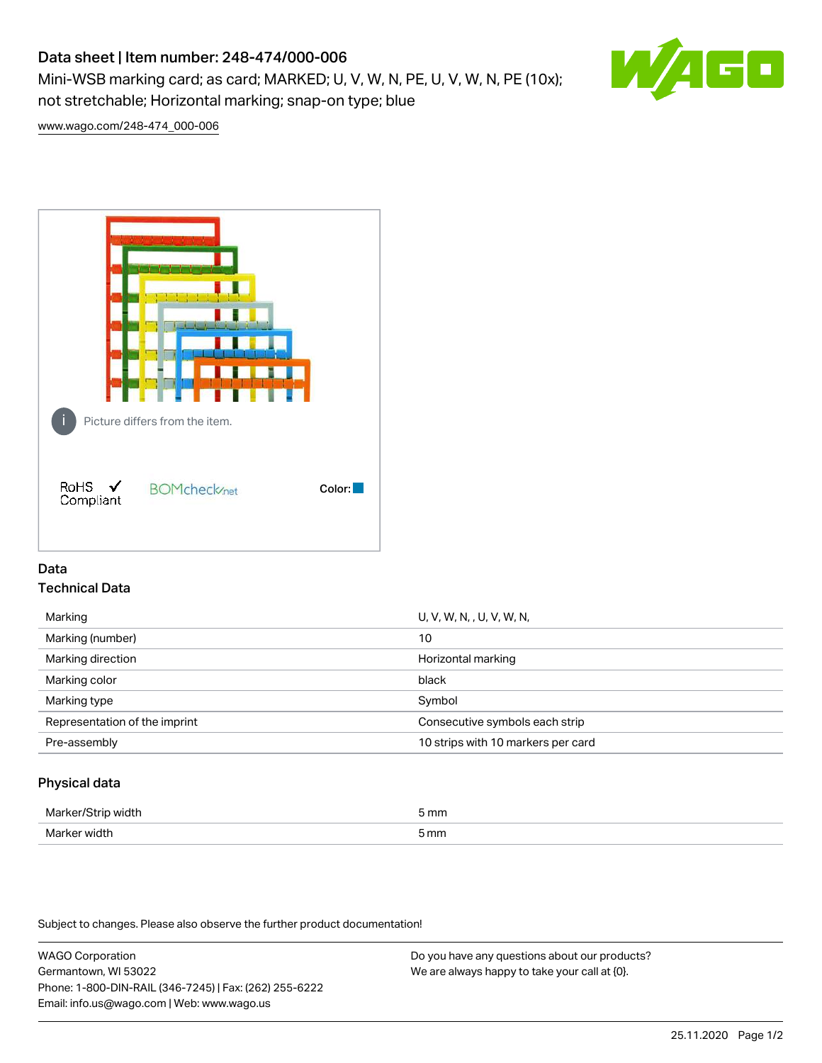# Data sheet | Item number: 248-474/000-006

Mini-WSB marking card; as card; MARKED; U, V, W, N, PE, U, V, W, N, PE (10x); not stretchable; Horizontal marking; snap-on type; blue

www.wago.com/248-474_000-006

Picture differs from the item.

RoHS ✓ Compliant

BOMcheck.net

Color:

## Data

### Technical Data

| | |
|---|---|
| Marking | U, V, W, N, , U, V, W, N, |
| Marking (number) | 10 |
| Marking direction | Horizontal marking |
| Marking color | black |
| Marking type | Symbol |
| Representation of the imprint | Consecutive symbols each strip |
| Pre-assembly | 10 strips with 10 markers per card |

### Physical data

| | |
|---|---|
| Marker/Strip width | 5 mm |
| Marker width | 5 mm |

Subject to changes. Please also observe the further product documentation!

WAGO Corporation
Germantown, WI 53022
Phone: 1-800-DIN-RAIL (346-7245) | Fax: (262) 255-6222
Email: info.us@wago.com | Web: www.wago.us

Do you have any questions about our products?
We are always happy to take your call at {0}.

25.11.2020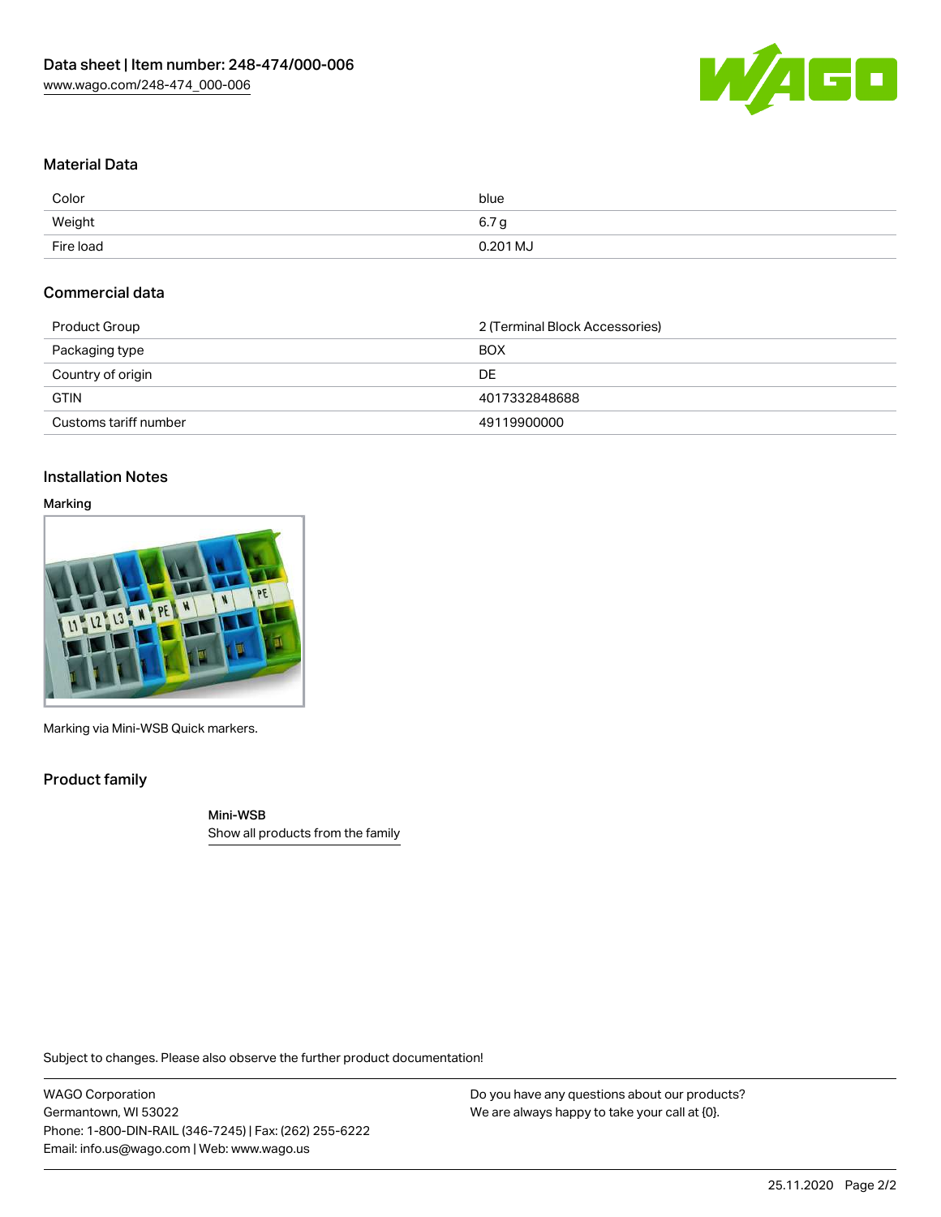## Material Data

| | |
|---|---|
| Color | blue |
| Weight | 6.7 g |
| Fire load | 0.201 MJ |

## Commercial data

| | |
|---|---|
| Product Group | 2 (Terminal Block Accessories) |
| Packaging type | BOX |
| Country of origin | DE |
| GTIN | 4017332848688 |
| Customs tariff number | 49119900000 |

## Installation Notes

### Marking

Marking via Mini-WSB Quick markers.

## Product family

Mini-WSB
Show all products from the family

Subject to changes. Please also observe the further product documentation!

WAGO Corporation
Germantown, WI 53022
Phone: 1-800-DIN-RAIL (346-7245) | Fax: (262) 255-6222
Email: info.us@wago.com | Web: www.wago.us

Do you have any questions about our products?
We are always happy to take your call at {0}.